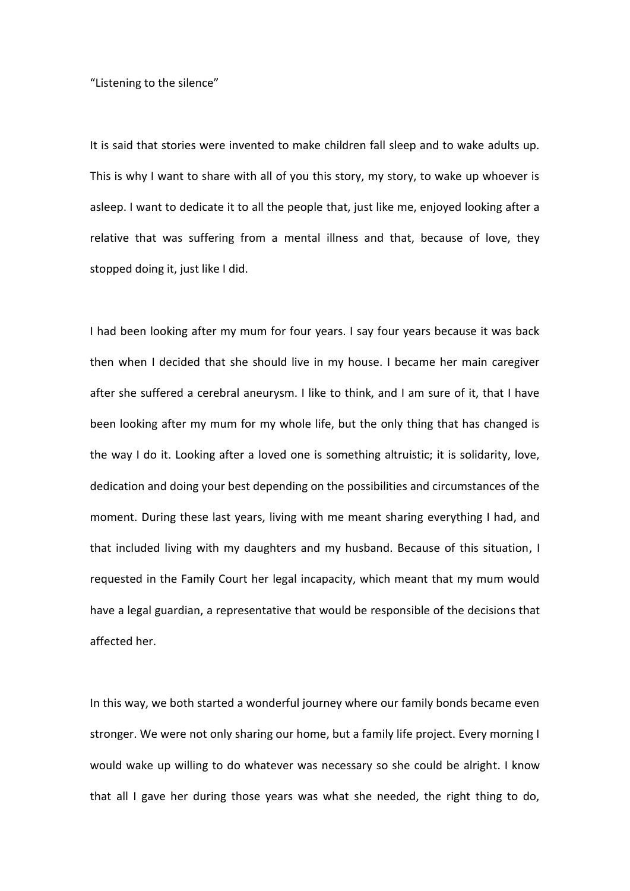"Listening to the silence"

It is said that stories were invented to make children fall sleep and to wake adults up. This is why I want to share with all of you this story, my story, to wake up whoever is asleep. I want to dedicate it to all the people that, just like me, enjoyed looking after a relative that was suffering from a mental illness and that, because of love, they stopped doing it, just like I did.

I had been looking after my mum for four years. I say four years because it was back then when I decided that she should live in my house. I became her main caregiver after she suffered a cerebral aneurysm. I like to think, and I am sure of it, that I have been looking after my mum for my whole life, but the only thing that has changed is the way I do it. Looking after a loved one is something altruistic; it is solidarity, love, dedication and doing your best depending on the possibilities and circumstances of the moment. During these last years, living with me meant sharing everything I had, and that included living with my daughters and my husband. Because of this situation, I requested in the Family Court her legal incapacity, which meant that my mum would have a legal guardian, a representative that would be responsible of the decisions that affected her.

In this way, we both started a wonderful journey where our family bonds became even stronger. We were not only sharing our home, but a family life project. Every morning I would wake up willing to do whatever was necessary so she could be alright. I know that all I gave her during those years was what she needed, the right thing to do,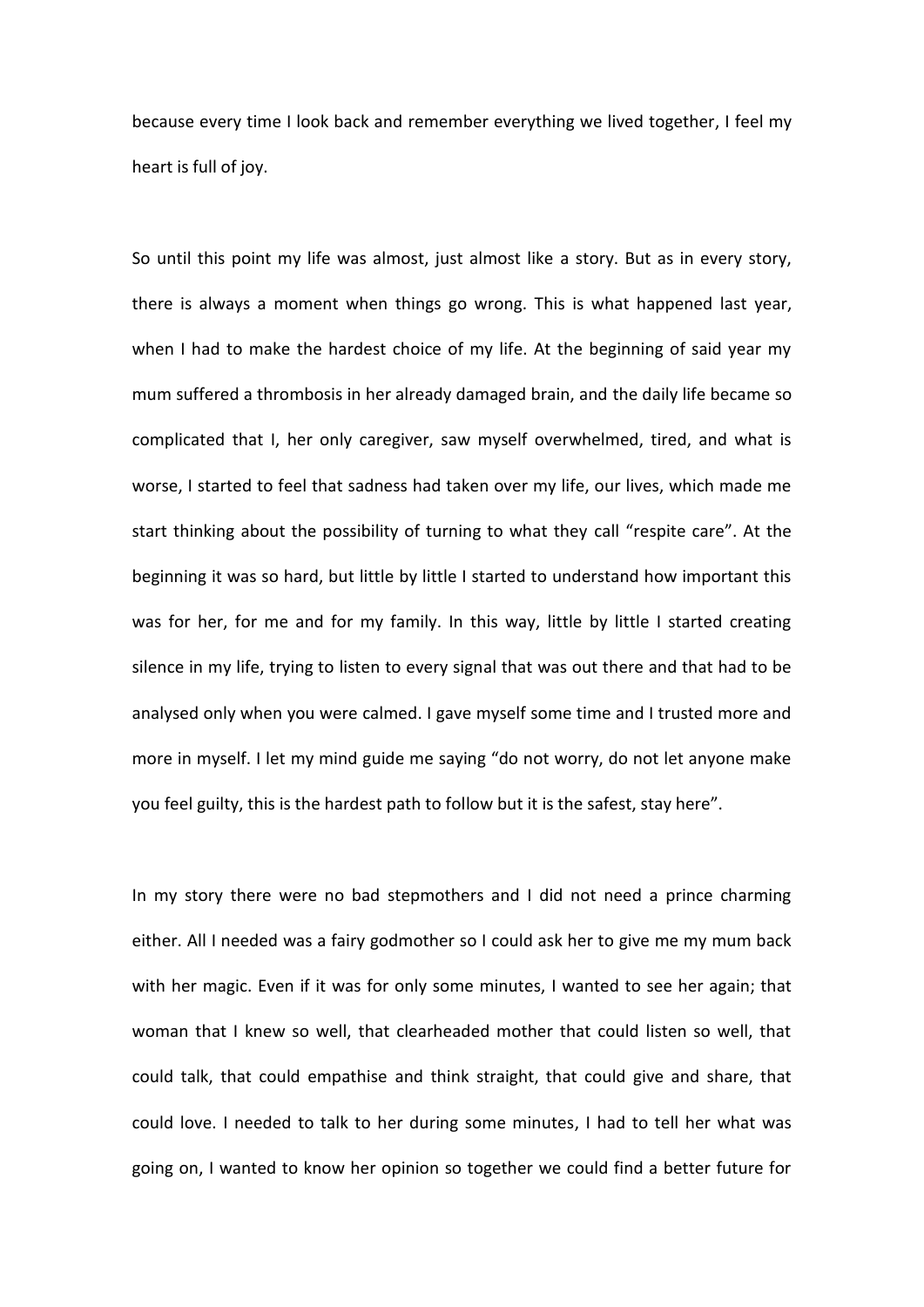because every time I look back and remember everything we lived together, I feel my heart is full of joy.

So until this point my life was almost, just almost like a story. But as in every story, there is always a moment when things go wrong. This is what happened last year, when I had to make the hardest choice of my life. At the beginning of said year my mum suffered a thrombosis in her already damaged brain, and the daily life became so complicated that I, her only caregiver, saw myself overwhelmed, tired, and what is worse, I started to feel that sadness had taken over my life, our lives, which made me start thinking about the possibility of turning to what they call "respite care". At the beginning it was so hard, but little by little I started to understand how important this was for her, for me and for my family. In this way, little by little I started creating silence in my life, trying to listen to every signal that was out there and that had to be analysed only when you were calmed. I gave myself some time and I trusted more and more in myself. I let my mind guide me saying "do not worry, do not let anyone make you feel guilty, this is the hardest path to follow but it is the safest, stay here".

In my story there were no bad stepmothers and I did not need a prince charming either. All I needed was a fairy godmother so I could ask her to give me my mum back with her magic. Even if it was for only some minutes, I wanted to see her again; that woman that I knew so well, that clearheaded mother that could listen so well, that could talk, that could empathise and think straight, that could give and share, that could love. I needed to talk to her during some minutes, I had to tell her what was going on, I wanted to know her opinion so together we could find a better future for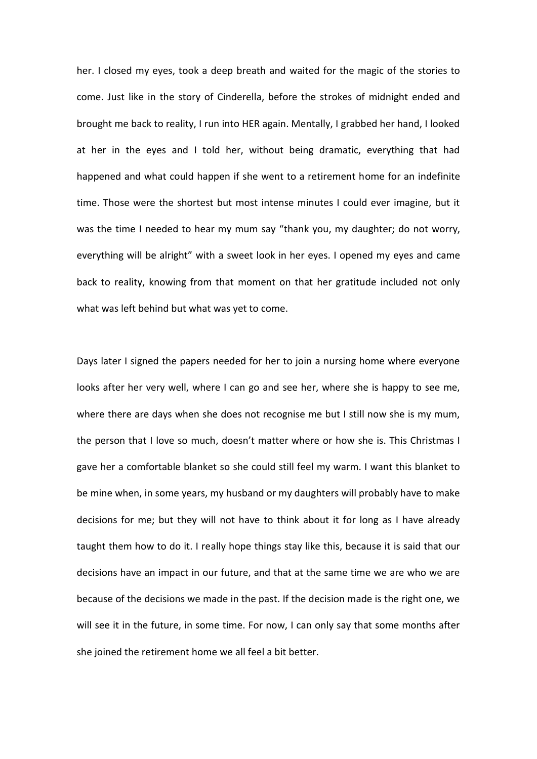her. I closed my eyes, took a deep breath and waited for the magic of the stories to come. Just like in the story of Cinderella, before the strokes of midnight ended and brought me back to reality, I run into HER again. Mentally, I grabbed her hand, I looked at her in the eyes and I told her, without being dramatic, everything that had happened and what could happen if she went to a retirement home for an indefinite time. Those were the shortest but most intense minutes I could ever imagine, but it was the time I needed to hear my mum say "thank you, my daughter; do not worry, everything will be alright" with a sweet look in her eyes. I opened my eyes and came back to reality, knowing from that moment on that her gratitude included not only what was left behind but what was yet to come.

Days later I signed the papers needed for her to join a nursing home where everyone looks after her very well, where I can go and see her, where she is happy to see me, where there are days when she does not recognise me but I still now she is my mum, the person that I love so much, doesn't matter where or how she is. This Christmas I gave her a comfortable blanket so she could still feel my warm. I want this blanket to be mine when, in some years, my husband or my daughters will probably have to make decisions for me; but they will not have to think about it for long as I have already taught them how to do it. I really hope things stay like this, because it is said that our decisions have an impact in our future, and that at the same time we are who we are because of the decisions we made in the past. If the decision made is the right one, we will see it in the future, in some time. For now, I can only say that some months after she joined the retirement home we all feel a bit better.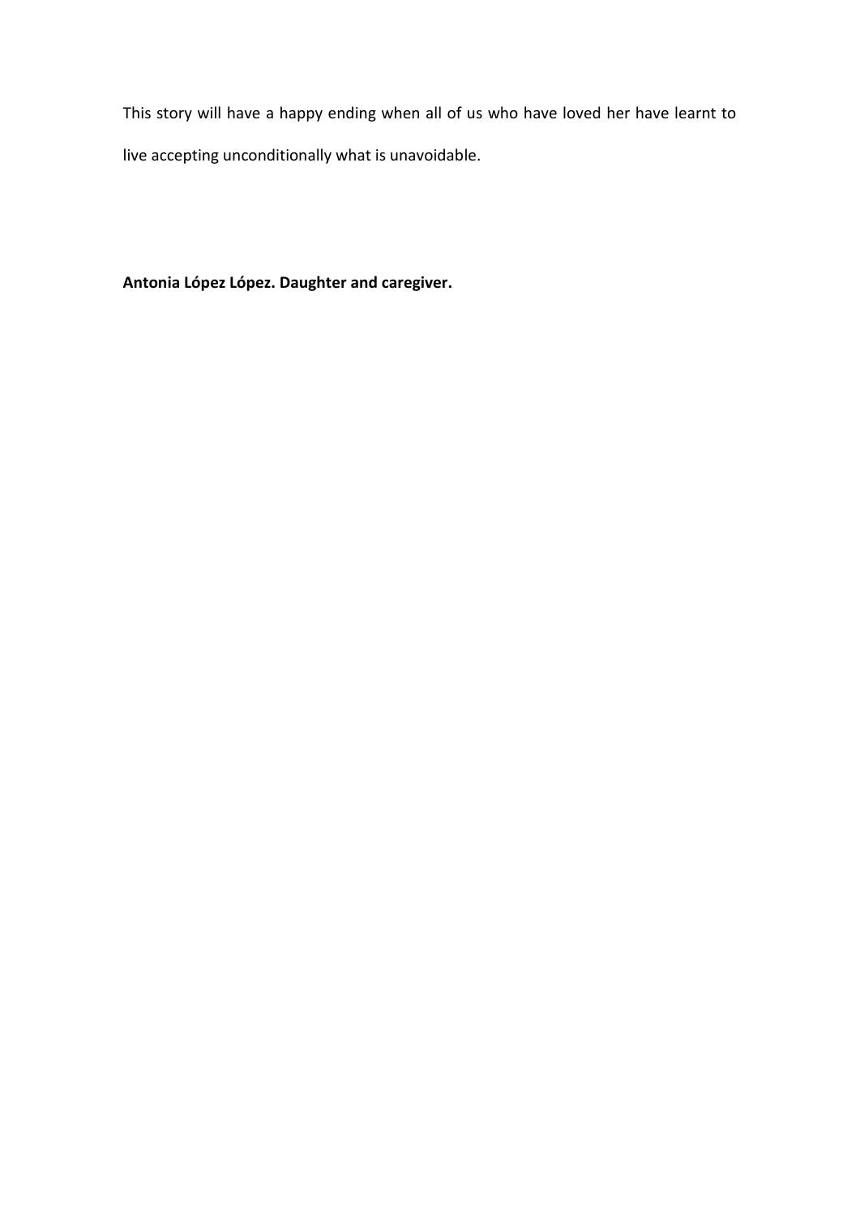This story will have a happy ending when all of us who have loved her have learnt to live accepting unconditionally what is unavoidable.

**Antonia López López. Daughter and caregiver.**